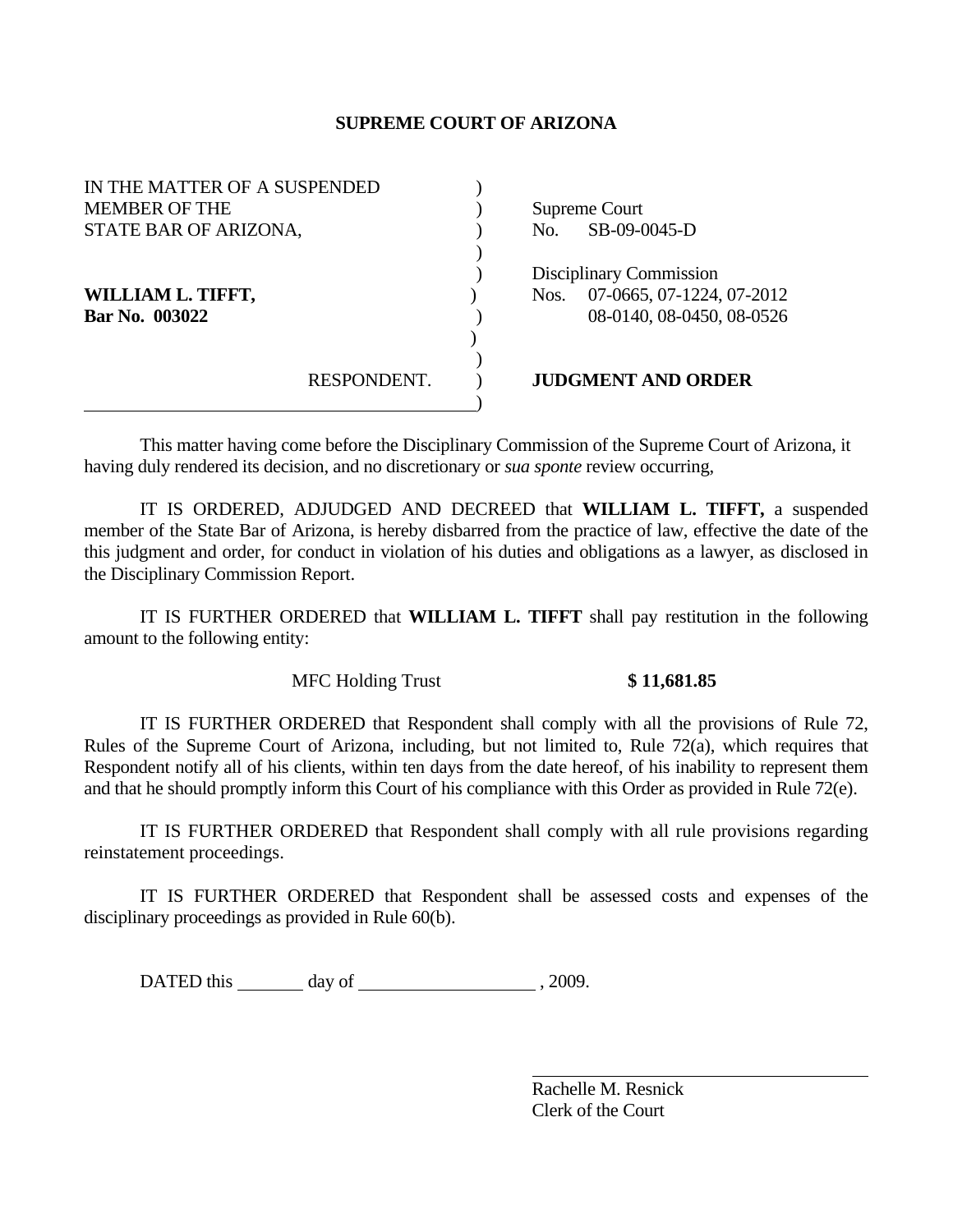**SUPREME COURT OF ARIZONA**

| | |
|---|---|
| IN THE MATTER OF A SUSPENDED MEMBER OF THE STATE BAR OF ARIZONA, | Supreme Court No. SB-09-0045-D |
| **WILLIAM L. TIFFT,** **Bar No. 003022** | Disciplinary Commission Nos. 07-0665, 07-1224, 07-2012 08-0140, 08-0450, 08-0526 |
| RESPONDENT. | **JUDGMENT AND ORDER** |

This matter having come before the Disciplinary Commission of the Supreme Court of Arizona, it having duly rendered its decision, and no discretionary or *sua sponte* review occurring,

IT IS ORDERED, ADJUDGED AND DECREED that **WILLIAM L. TIFFT,** a suspended member of the State Bar of Arizona, is hereby disbarred from the practice of law, effective the date of the this judgment and order, for conduct in violation of his duties and obligations as a lawyer, as disclosed in the Disciplinary Commission Report.

IT IS FURTHER ORDERED that **WILLIAM L. TIFFT** shall pay restitution in the following amount to the following entity:

MFC Holding Trust **$ 11,681.85**

IT IS FURTHER ORDERED that Respondent shall comply with all the provisions of Rule 72, Rules of the Supreme Court of Arizona, including, but not limited to, Rule 72(a), which requires that Respondent notify all of his clients, within ten days from the date hereof, of his inability to represent them and that he should promptly inform this Court of his compliance with this Order as provided in Rule 72(e).

IT IS FURTHER ORDERED that Respondent shall comply with all rule provisions regarding reinstatement proceedings.

IT IS FURTHER ORDERED that Respondent shall be assessed costs and expenses of the disciplinary proceedings as provided in Rule 60(b).

DATED this \_\_\_\_\_\_\_ day of \_\_\_\_\_\_\_\_\_\_\_\_\_\_\_\_\_\_\_ , 2009.

\_\_\_\_\_\_\_\_\_\_\_\_\_\_\_\_\_\_\_\_\_\_\_\_\_\_\_\_\_\_\_\_\_\_\_\_

Rachelle M. Resnick
Clerk of the Court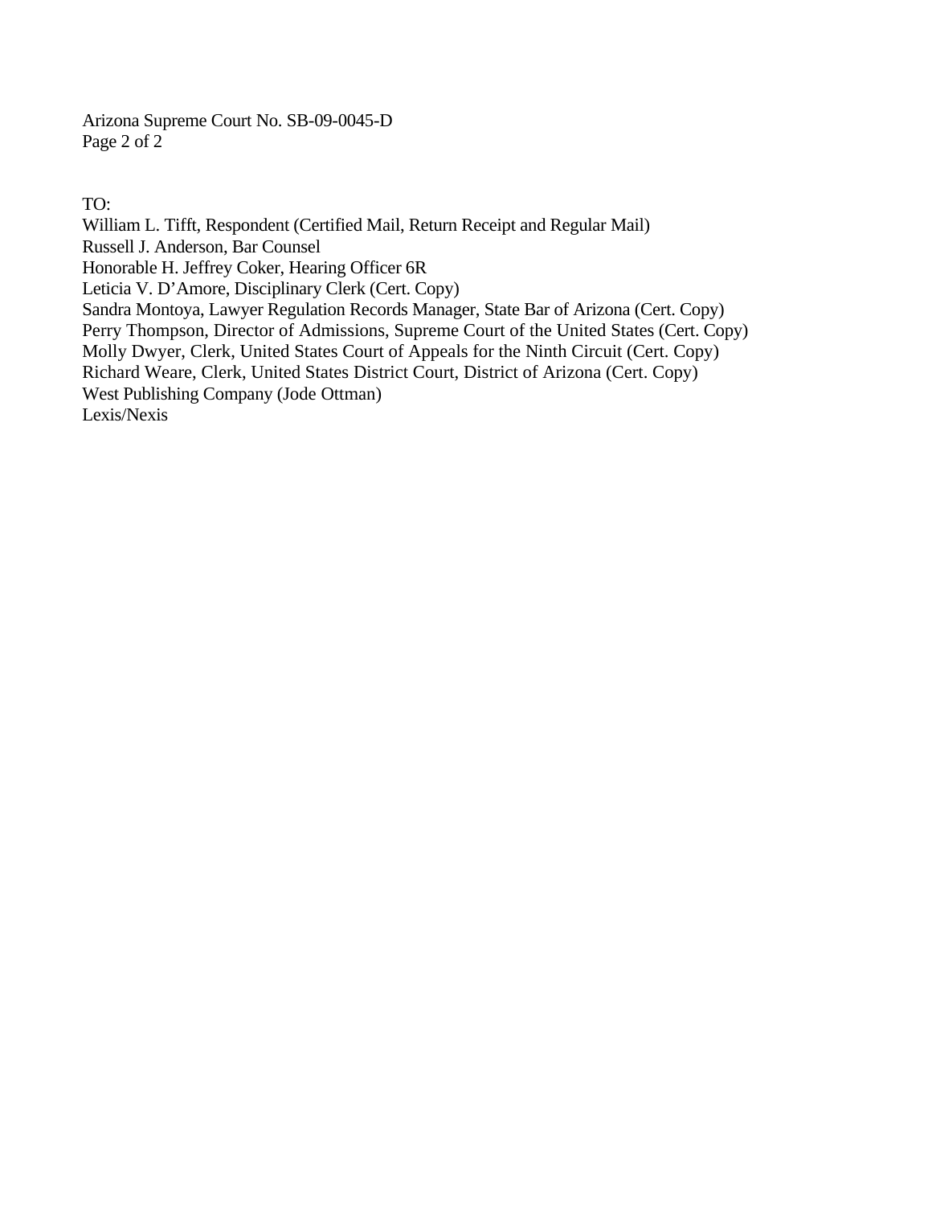TO:
William L. Tifft, Respondent (Certified Mail, Return Receipt and Regular Mail)
Russell J. Anderson, Bar Counsel
Honorable H. Jeffrey Coker, Hearing Officer 6R
Leticia V. D'Amore, Disciplinary Clerk (Cert. Copy)
Sandra Montoya, Lawyer Regulation Records Manager, State Bar of Arizona (Cert. Copy)
Perry Thompson, Director of Admissions, Supreme Court of the United States (Cert. Copy)
Molly Dwyer, Clerk, United States Court of Appeals for the Ninth Circuit (Cert. Copy)
Richard Weare, Clerk, United States District Court, District of Arizona (Cert. Copy)
West Publishing Company (Jode Ottman)
Lexis/Nexis